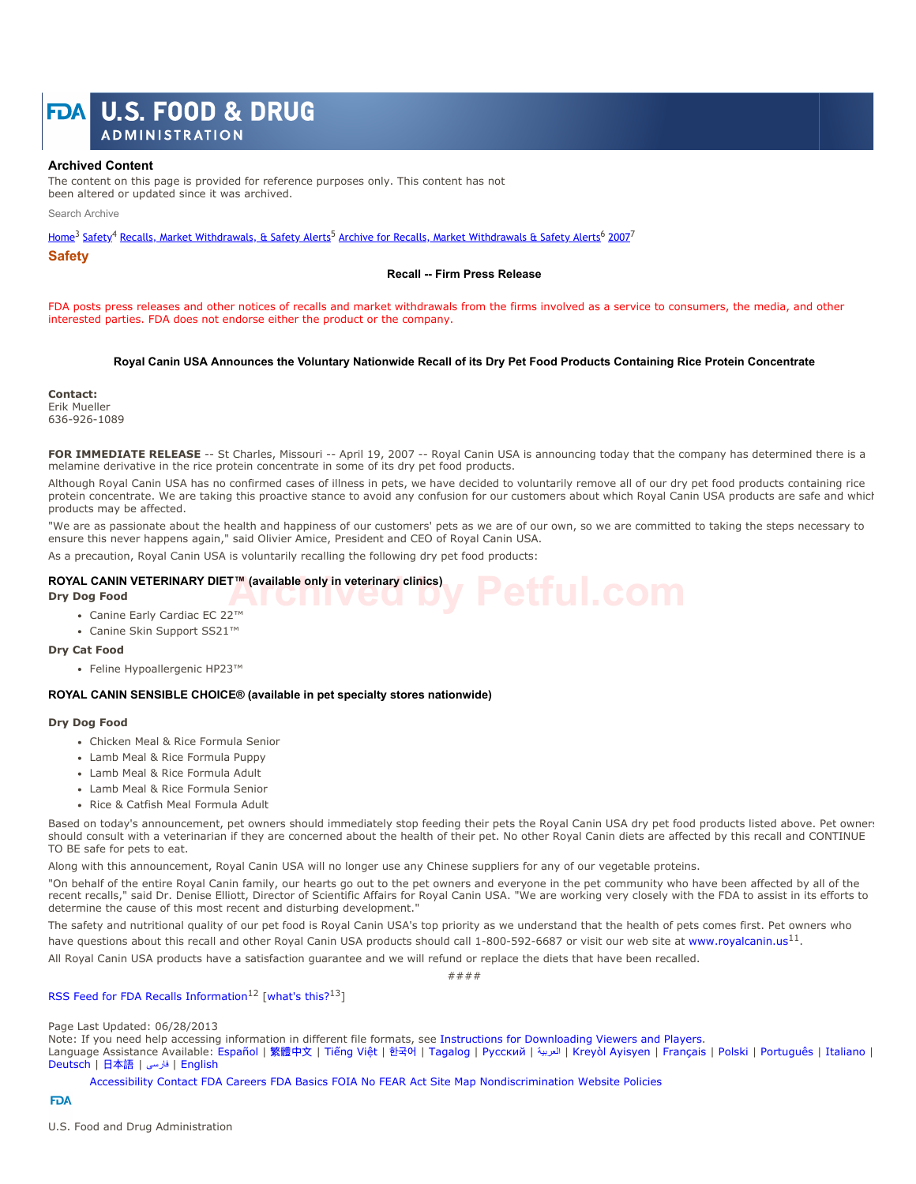# U.S. FOOD & DRUG ADMINISTRATION

## Archived Content

The content on this page is provided for reference purposes only. This content has not been altered or updated since it was archived.

Search Archive

Home[3] Safety[4] Recalls, Market Withdrawals, & Safety Alerts[5] Archive for Recalls, Market Withdrawals & Safety Alerts[6] 2007[7]

## Safety

**Recall -- Firm Press Release**

FDA posts press releases and other notices of recalls and market withdrawals from the firms involved as a service to consumers, the media, and other interested parties. FDA does not endorse either the product or the company.

### Royal Canin USA Announces the Voluntary Nationwide Recall of its Dry Pet Food Products Containing Rice Protein Concentrate

**Contact:**
Erik Mueller
636-926-1089

**FOR IMMEDIATE RELEASE** -- St Charles, Missouri -- April 19, 2007 -- Royal Canin USA is announcing today that the company has determined there is a melamine derivative in the rice protein concentrate in some of its dry pet food products.

Although Royal Canin USA has no confirmed cases of illness in pets, we have decided to voluntarily remove all of our dry pet food products containing rice protein concentrate. We are taking this proactive stance to avoid any confusion for our customers about which Royal Canin USA products are safe and which products may be affected.

"We are as passionate about the health and happiness of our customers' pets as we are of our own, so we are committed to taking the steps necessary to ensure this never happens again," said Olivier Amice, President and CEO of Royal Canin USA.

As a precaution, Royal Canin USA is voluntarily recalling the following dry pet food products:

**ROYAL CANIN VETERINARY DIET™ (available only in veterinary clinics)**

**Dry Dog Food**

- Canine Early Cardiac EC 22™
- Canine Skin Support SS21™

**Dry Cat Food**

- Feline Hypoallergenic HP23™

**ROYAL CANIN SENSIBLE CHOICE® (available in pet specialty stores nationwide)**

**Dry Dog Food**

- Chicken Meal & Rice Formula Senior
- Lamb Meal & Rice Formula Puppy
- Lamb Meal & Rice Formula Adult
- Lamb Meal & Rice Formula Senior
- Rice & Catfish Meal Formula Adult

Based on today's announcement, pet owners should immediately stop feeding their pets the Royal Canin USA dry pet food products listed above. Pet owners should consult with a veterinarian if they are concerned about the health of their pet. No other Royal Canin diets are affected by this recall and CONTINUE TO BE safe for pets to eat.

Along with this announcement, Royal Canin USA will no longer use any Chinese suppliers for any of our vegetable proteins.

"On behalf of the entire Royal Canin family, our hearts go out to the pet owners and everyone in the pet community who have been affected by all of the recent recalls," said Dr. Denise Elliott, Director of Scientific Affairs for Royal Canin USA. "We are working very closely with the FDA to assist in its efforts to determine the cause of this most recent and disturbing development."

The safety and nutritional quality of our pet food is Royal Canin USA's top priority as we understand that the health of pets comes first. Pet owners who have questions about this recall and other Royal Canin USA products should call 1-800-592-6687 or visit our web site at www.royalcanin.us[11].

All Royal Canin USA products have a satisfaction guarantee and we will refund or replace the diets that have been recalled.

####

RSS Feed for FDA Recalls Information[12] [what's this?[13]]

Page Last Updated: 06/28/2013
Note: If you need help accessing information in different file formats, see Instructions for Downloading Viewers and Players.
Language Assistance Available: Español | 繁體中文 | Tiếng Việt | 한국어 | Tagalog | Русский | العربية | Kreyòl Ayisyen | Français | Polski | Português | Italiano | Deutsch | 日本語 | فارسی | English

Accessibility Contact FDA Careers FDA Basics FOIA No FEAR Act Site Map Nondiscrimination Website Policies

U.S. Food and Drug Administration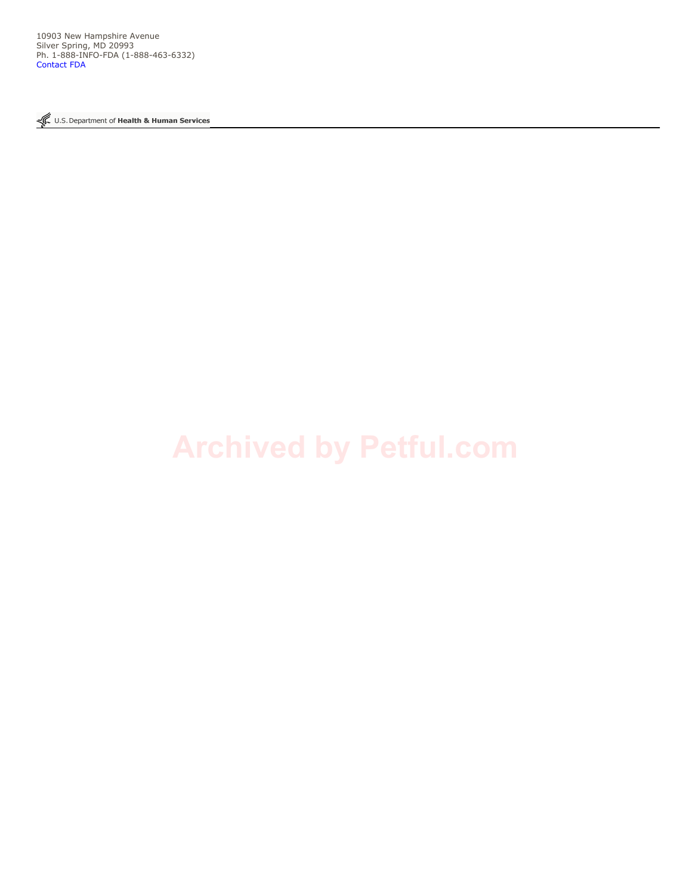10903 New Hampshire Avenue
Silver Spring, MD 20993
Ph. 1-888-INFO-FDA (1-888-463-6332)
Contact FDA

U.S. Department of **Health & Human Services**